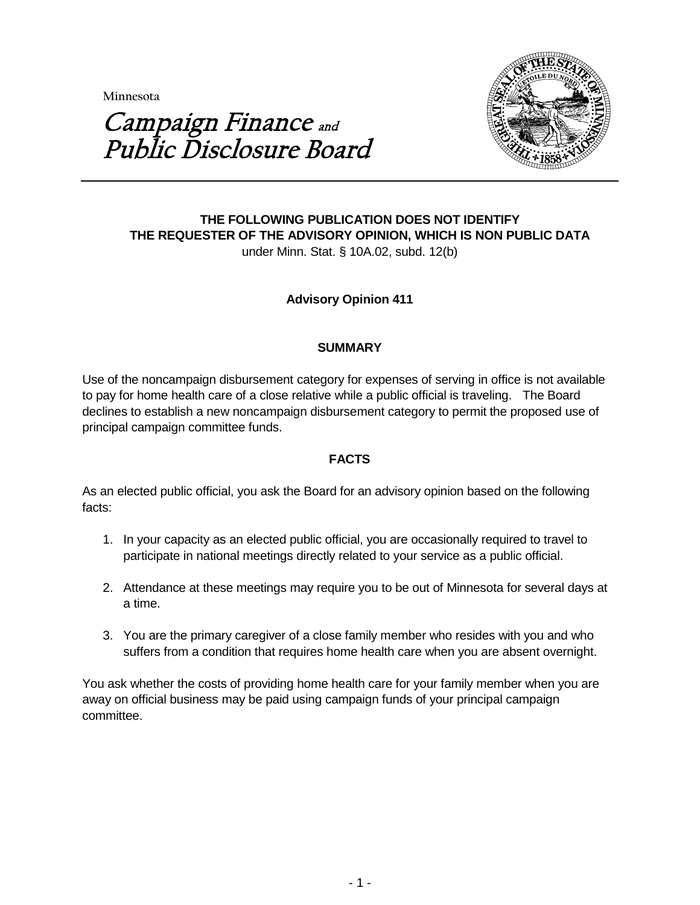Minnesota

# Campaign Finance and Public Disclosure Board

**THE FOLLOWING PUBLICATION DOES NOT IDENTIFY THE REQUESTER OF THE ADVISORY OPINION, WHICH IS NON PUBLIC DATA**
under Minn. Stat. § 10A.02, subd. 12(b)

**Advisory Opinion 411**

## SUMMARY

Use of the noncampaign disbursement category for expenses of serving in office is not available to pay for home health care of a close relative while a public official is traveling. The Board declines to establish a new noncampaign disbursement category to permit the proposed use of principal campaign committee funds.

## FACTS

As an elected public official, you ask the Board for an advisory opinion based on the following facts:

1. In your capacity as an elected public official, you are occasionally required to travel to participate in national meetings directly related to your service as a public official.

2. Attendance at these meetings may require you to be out of Minnesota for several days at a time.

3. You are the primary caregiver of a close family member who resides with you and who suffers from a condition that requires home health care when you are absent overnight.

You ask whether the costs of providing home health care for your family member when you are away on official business may be paid using campaign funds of your principal campaign committee.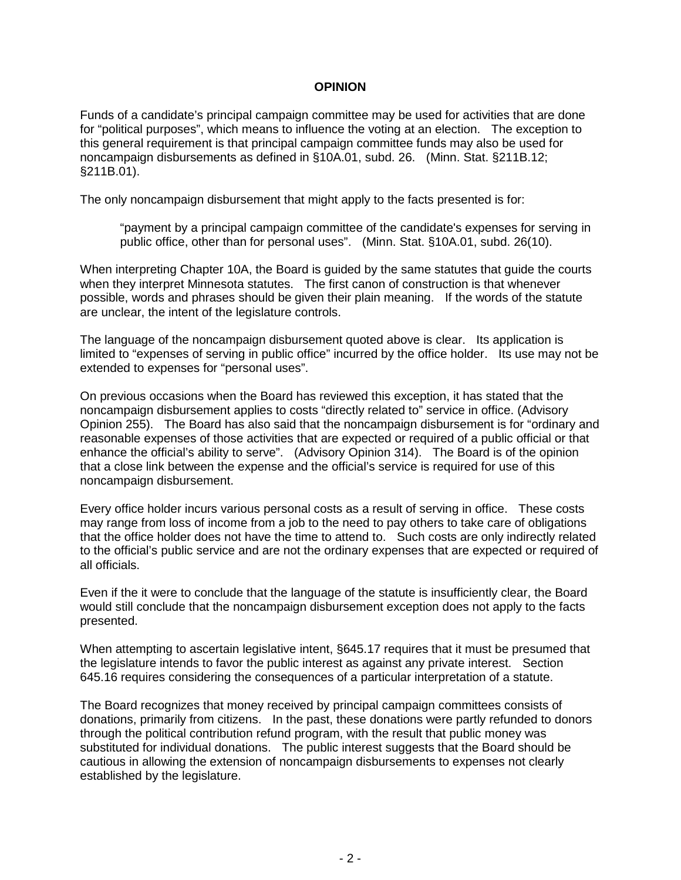**OPINION**

Funds of a candidate's principal campaign committee may be used for activities that are done for "political purposes", which means to influence the voting at an election. The exception to this general requirement is that principal campaign committee funds may also be used for noncampaign disbursements as defined in §10A.01, subd. 26. (Minn. Stat. §211B.12; §211B.01).

The only noncampaign disbursement that might apply to the facts presented is for:

> "payment by a principal campaign committee of the candidate's expenses for serving in public office, other than for personal uses". (Minn. Stat. §10A.01, subd. 26(10).

When interpreting Chapter 10A, the Board is guided by the same statutes that guide the courts when they interpret Minnesota statutes. The first canon of construction is that whenever possible, words and phrases should be given their plain meaning. If the words of the statute are unclear, the intent of the legislature controls.

The language of the noncampaign disbursement quoted above is clear. Its application is limited to "expenses of serving in public office" incurred by the office holder. Its use may not be extended to expenses for "personal uses".

On previous occasions when the Board has reviewed this exception, it has stated that the noncampaign disbursement applies to costs "directly related to" service in office. (Advisory Opinion 255). The Board has also said that the noncampaign disbursement is for "ordinary and reasonable expenses of those activities that are expected or required of a public official or that enhance the official's ability to serve". (Advisory Opinion 314). The Board is of the opinion that a close link between the expense and the official's service is required for use of this noncampaign disbursement.

Every office holder incurs various personal costs as a result of serving in office. These costs may range from loss of income from a job to the need to pay others to take care of obligations that the office holder does not have the time to attend to. Such costs are only indirectly related to the official's public service and are not the ordinary expenses that are expected or required of all officials.

Even if the it were to conclude that the language of the statute is insufficiently clear, the Board would still conclude that the noncampaign disbursement exception does not apply to the facts presented.

When attempting to ascertain legislative intent, §645.17 requires that it must be presumed that the legislature intends to favor the public interest as against any private interest. Section 645.16 requires considering the consequences of a particular interpretation of a statute.

The Board recognizes that money received by principal campaign committees consists of donations, primarily from citizens. In the past, these donations were partly refunded to donors through the political contribution refund program, with the result that public money was substituted for individual donations. The public interest suggests that the Board should be cautious in allowing the extension of noncampaign disbursements to expenses not clearly established by the legislature.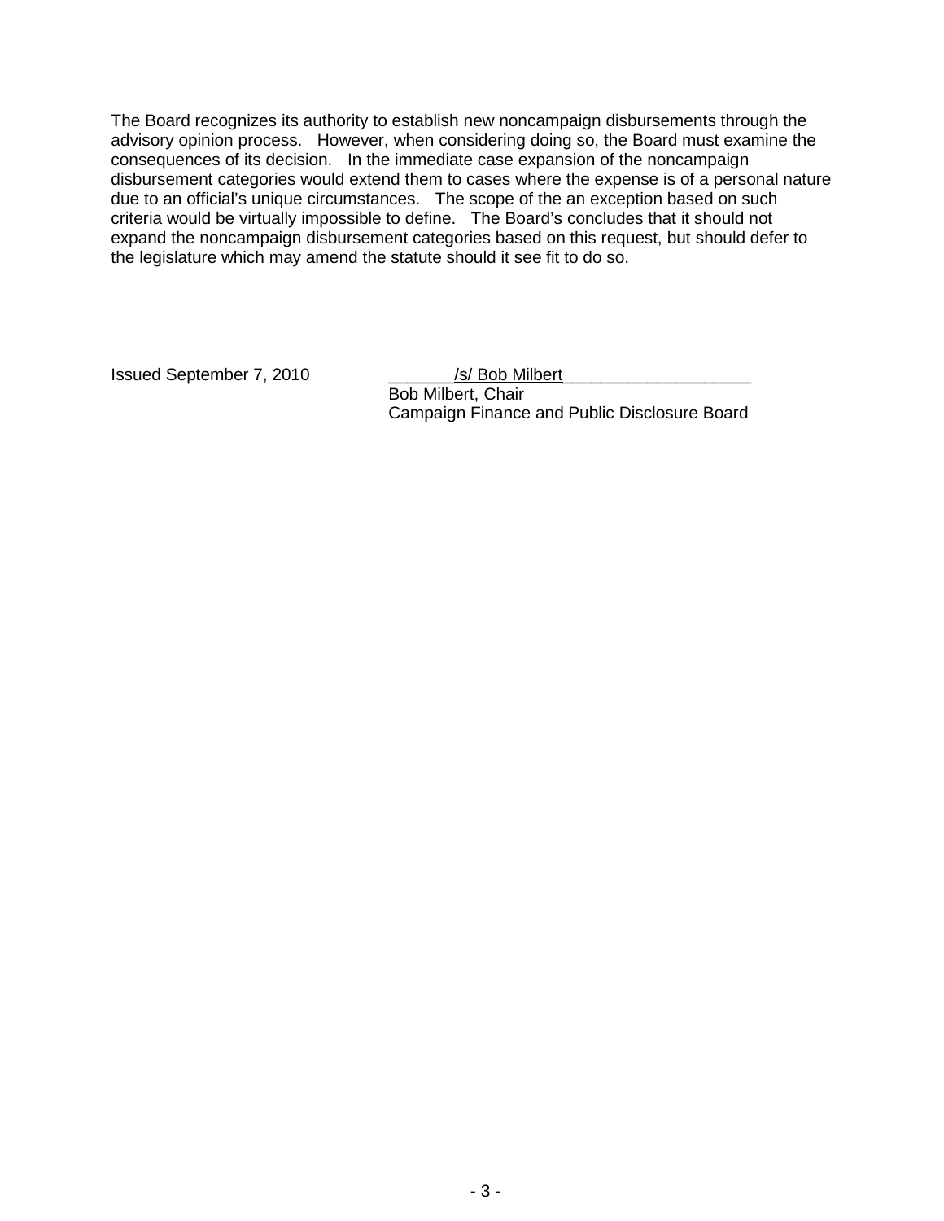The Board recognizes its authority to establish new noncampaign disbursements through the advisory opinion process. However, when considering doing so, the Board must examine the consequences of its decision. In the immediate case expansion of the noncampaign disbursement categories would extend them to cases where the expense is of a personal nature due to an official's unique circumstances. The scope of the an exception based on such criteria would be virtually impossible to define. The Board's concludes that it should not expand the noncampaign disbursement categories based on this request, but should defer to the legislature which may amend the statute should it see fit to do so.

Issued September 7, 2010

/s/ Bob Milbert

Bob Milbert, Chair
Campaign Finance and Public Disclosure Board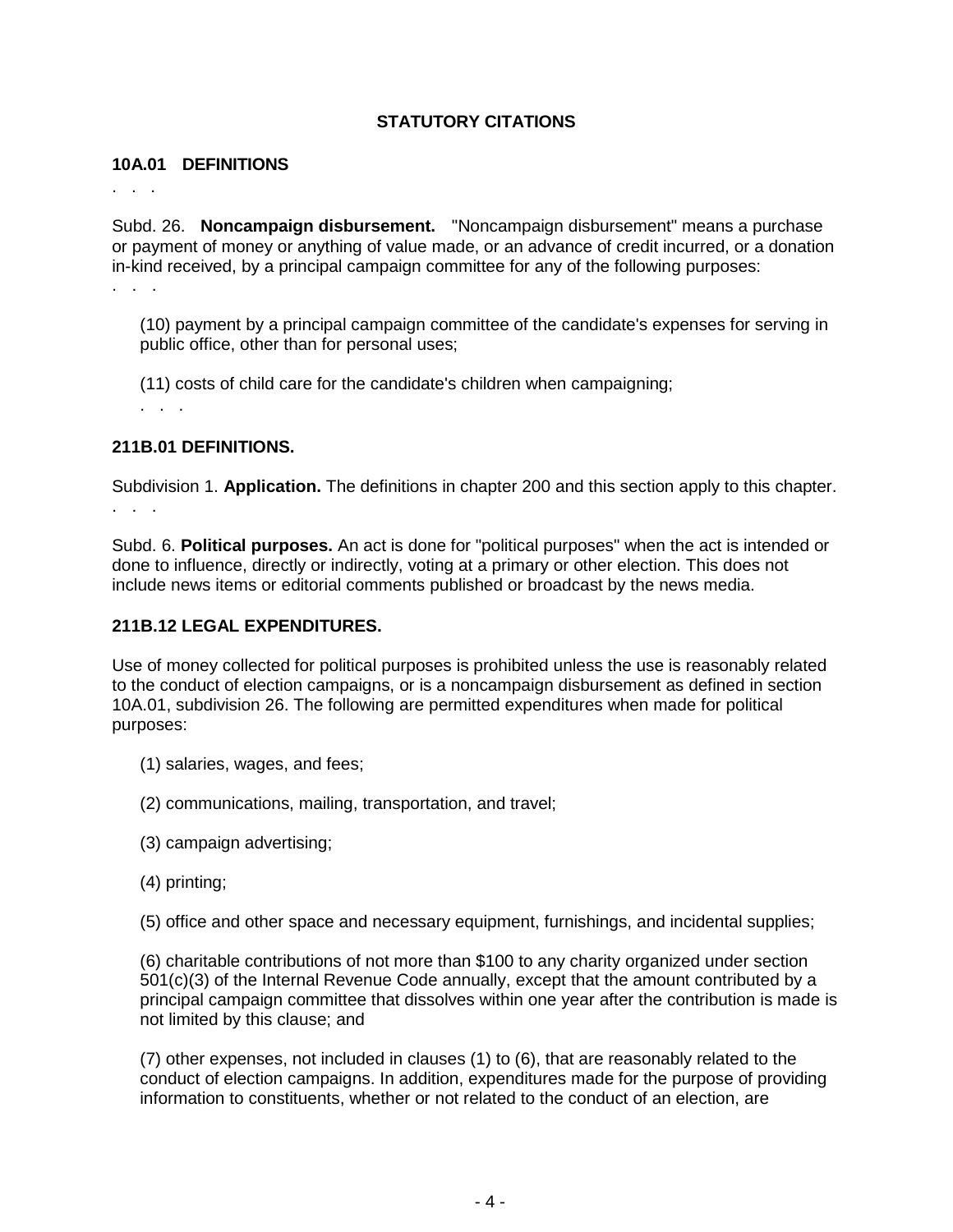## STATUTORY CITATIONS

### 10A.01 DEFINITIONS

. . .

Subd. 26. **Noncampaign disbursement.** "Noncampaign disbursement" means a purchase or payment of money or anything of value made, or an advance of credit incurred, or a donation in-kind received, by a principal campaign committee for any of the following purposes:

. . .

(10) payment by a principal campaign committee of the candidate's expenses for serving in public office, other than for personal uses;

(11) costs of child care for the candidate's children when campaigning;

. . .

### 211B.01 DEFINITIONS.

Subdivision 1. **Application.** The definitions in chapter 200 and this section apply to this chapter.

. . .

Subd. 6. **Political purposes.** An act is done for "political purposes" when the act is intended or done to influence, directly or indirectly, voting at a primary or other election. This does not include news items or editorial comments published or broadcast by the news media.

### 211B.12 LEGAL EXPENDITURES.

Use of money collected for political purposes is prohibited unless the use is reasonably related to the conduct of election campaigns, or is a noncampaign disbursement as defined in section 10A.01, subdivision 26. The following are permitted expenditures when made for political purposes:

(1) salaries, wages, and fees;

(2) communications, mailing, transportation, and travel;

(3) campaign advertising;

(4) printing;

(5) office and other space and necessary equipment, furnishings, and incidental supplies;

(6) charitable contributions of not more than $100 to any charity organized under section 501(c)(3) of the Internal Revenue Code annually, except that the amount contributed by a principal campaign committee that dissolves within one year after the contribution is made is not limited by this clause; and

(7) other expenses, not included in clauses (1) to (6), that are reasonably related to the conduct of election campaigns. In addition, expenditures made for the purpose of providing information to constituents, whether or not related to the conduct of an election, are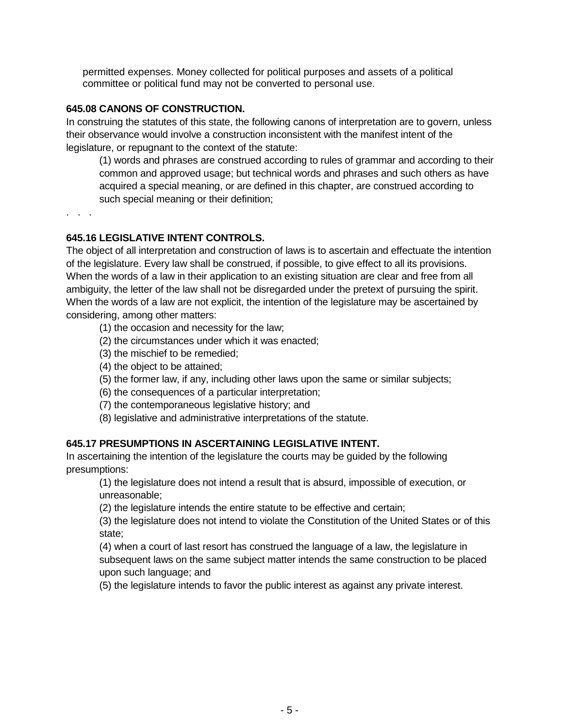permitted expenses. Money collected for political purposes and assets of a political committee or political fund may not be converted to personal use.

**645.08 CANONS OF CONSTRUCTION.**

In construing the statutes of this state, the following canons of interpretation are to govern, unless their observance would involve a construction inconsistent with the manifest intent of the legislature, or repugnant to the context of the statute:

(1) words and phrases are construed according to rules of grammar and according to their common and approved usage; but technical words and phrases and such others as have acquired a special meaning, or are defined in this chapter, are construed according to such special meaning or their definition;

. . .

**645.16 LEGISLATIVE INTENT CONTROLS.**

The object of all interpretation and construction of laws is to ascertain and effectuate the intention of the legislature. Every law shall be construed, if possible, to give effect to all its provisions. When the words of a law in their application to an existing situation are clear and free from all ambiguity, the letter of the law shall not be disregarded under the pretext of pursuing the spirit. When the words of a law are not explicit, the intention of the legislature may be ascertained by considering, among other matters:

(1) the occasion and necessity for the law;
(2) the circumstances under which it was enacted;
(3) the mischief to be remedied;
(4) the object to be attained;
(5) the former law, if any, including other laws upon the same or similar subjects;
(6) the consequences of a particular interpretation;
(7) the contemporaneous legislative history; and
(8) legislative and administrative interpretations of the statute.

**645.17 PRESUMPTIONS IN ASCERTAINING LEGISLATIVE INTENT.**

In ascertaining the intention of the legislature the courts may be guided by the following presumptions:

(1) the legislature does not intend a result that is absurd, impossible of execution, or unreasonable;
(2) the legislature intends the entire statute to be effective and certain;
(3) the legislature does not intend to violate the Constitution of the United States or of this state;
(4) when a court of last resort has construed the language of a law, the legislature in subsequent laws on the same subject matter intends the same construction to be placed upon such language; and
(5) the legislature intends to favor the public interest as against any private interest.